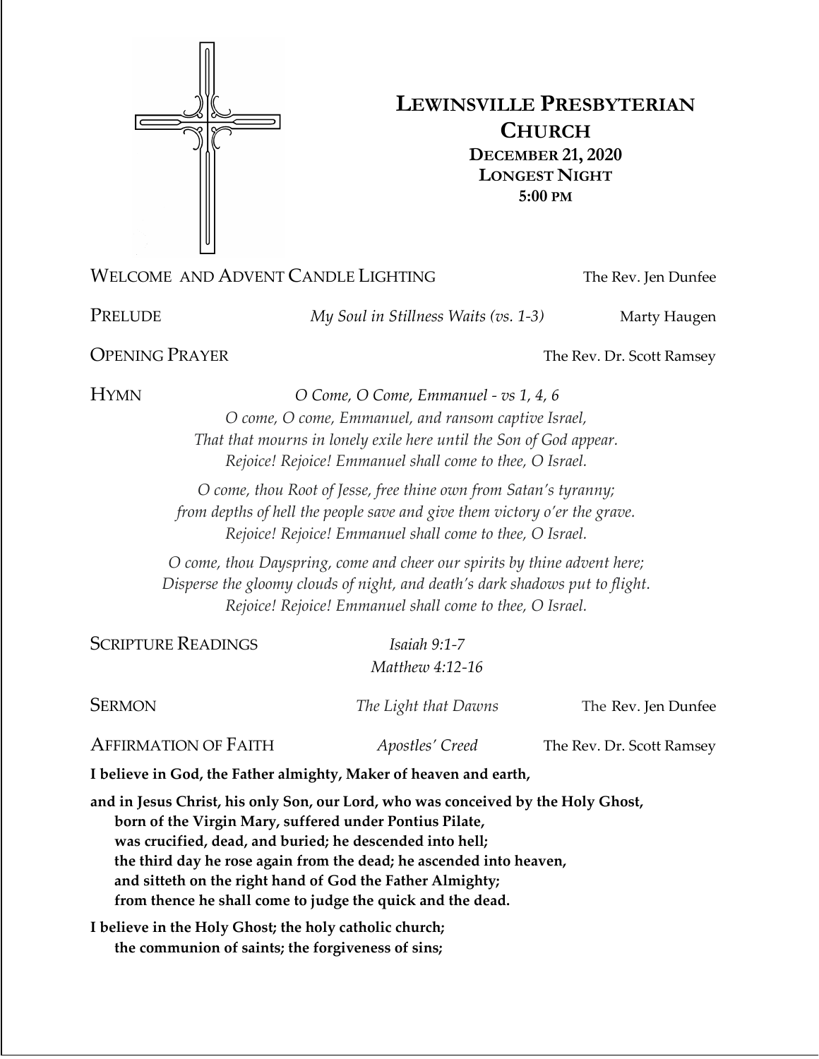# Lewinsville Presbyterian Church

**December 21, 2020**
**Longest Night**
**5:00 pm**

Welcome and Advent Candle Lighting — The Rev. Jen Dunfee

Prelude — *My Soul in Stillness Waits (vs. 1-3)* — Marty Haugen

Opening Prayer — The Rev. Dr. Scott Ramsey

Hymn — *O Come, O Come, Emmanuel - vs 1, 4, 6*

*O come, O come, Emmanuel, and ransom captive Israel,*
*That that mourns in lonely exile here until the Son of God appear.*
*Rejoice! Rejoice! Emmanuel shall come to thee, O Israel.*

*O come, thou Root of Jesse, free thine own from Satan's tyranny;*
*from depths of hell the people save and give them victory o'er the grave.*
*Rejoice! Rejoice! Emmanuel shall come to thee, O Israel.*

*O come, thou Dayspring, come and cheer our spirits by thine advent here;*
*Disperse the gloomy clouds of night, and death's dark shadows put to flight.*
*Rejoice! Rejoice! Emmanuel shall come to thee, O Israel.*

Scripture Readings — *Isaiah 9:1-7*, *Matthew 4:12-16*

Sermon — *The Light that Dawns* — The Rev. Jen Dunfee

Affirmation of Faith — *Apostles' Creed* — The Rev. Dr. Scott Ramsey

**I believe in God, the Father almighty, Maker of heaven and earth,**

**and in Jesus Christ, his only Son, our Lord, who was conceived by the Holy Ghost,**
**born of the Virgin Mary, suffered under Pontius Pilate,**
**was crucified, dead, and buried; he descended into hell;**
**the third day he rose again from the dead; he ascended into heaven,**
**and sitteth on the right hand of God the Father Almighty;**
**from thence he shall come to judge the quick and the dead.**

**I believe in the Holy Ghost; the holy catholic church;**
**the communion of saints; the forgiveness of sins;**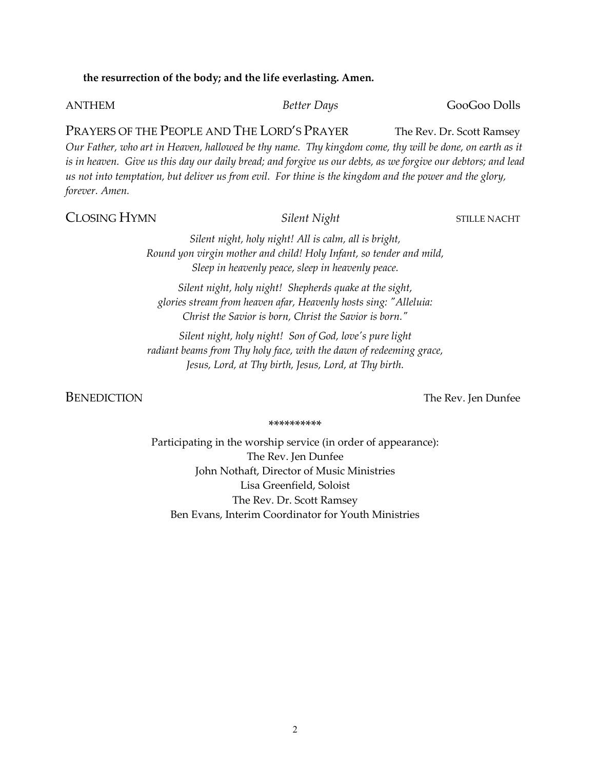**the resurrection of the body; and the life everlasting. Amen.**

ANTHEM *Better Days* GooGoo Dolls

PRAYERS OF THE PEOPLE AND THE LORD'S PRAYER The Rev. Dr. Scott Ramsey

*Our Father, who art in Heaven, hallowed be thy name. Thy kingdom come, thy will be done, on earth as it is in heaven. Give us this day our daily bread; and forgive us our debts, as we forgive our debtors; and lead us not into temptation, but deliver us from evil. For thine is the kingdom and the power and the glory, forever. Amen.*

CLOSING HYMN *Silent Night* STILLE NACHT

*Silent night, holy night! All is calm, all is bright,*
*Round yon virgin mother and child! Holy Infant, so tender and mild,*
*Sleep in heavenly peace, sleep in heavenly peace.*

*Silent night, holy night! Shepherds quake at the sight,*
*glories stream from heaven afar, Heavenly hosts sing: "Alleluia:*
*Christ the Savior is born, Christ the Savior is born."*

*Silent night, holy night! Son of God, love's pure light*
*radiant beams from Thy holy face, with the dawn of redeeming grace,*
*Jesus, Lord, at Thy birth, Jesus, Lord, at Thy birth.*

BENEDICTION The Rev. Jen Dunfee

*********

Participating in the worship service (in order of appearance):
The Rev. Jen Dunfee
John Nothaft, Director of Music Ministries
Lisa Greenfield, Soloist
The Rev. Dr. Scott Ramsey
Ben Evans, Interim Coordinator for Youth Ministries